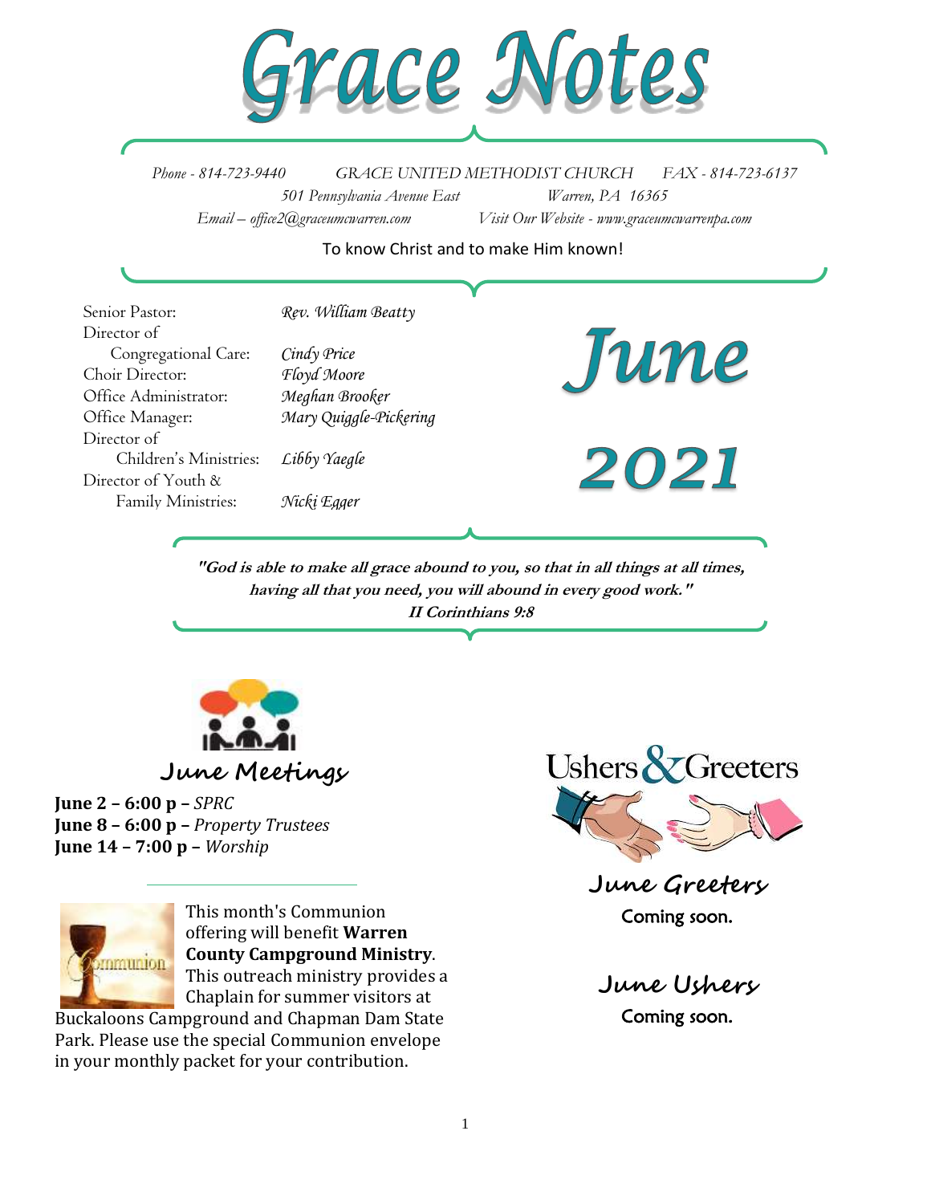# Grace Notes

*Phone - 814-723-9440* *GRACE UNITED METHODIST CHURCH* *FAX - 814-723-6137*
*501 Pennsylvania Avenue East* *Warren, PA 16365*
*Email – office2@graceumcwarren.com* *Visit Our Website - www.graceumcwarrenpa.com*

To know Christ and to make Him known!

| | |
|---|---|
| Senior Pastor: | *Rev. William Beatty* |
| Director of Congregational Care: | *Cindy Price* |
| Choir Director: | *Floyd Moore* |
| Office Administrator: | *Meghan Brooker* |
| Office Manager: | *Mary Quiggle-Pickering* |
| Director of Children's Ministries: | *Libby Yaegle* |
| Director of Youth & Family Ministries: | *Nicki Egger* |

# June 2021

***"God is able to make all grace abound to you, so that in all things at all times, having all that you need, you will abound in every good work." II Corinthians 9:8***

## June Meetings

**June 2 – 6:00 p –** *SPRC*
**June 8 – 6:00 p –** *Property Trustees*
**June 14 – 7:00 p –** *Worship*

This month's Communion offering will benefit **Warren County Campground Ministry**. This outreach ministry provides a Chaplain for summer visitors at Buckaloons Campground and Chapman Dam State Park. Please use the special Communion envelope in your monthly packet for your contribution.

## Ushers & Greeters

### June Greeters

Coming soon.

### June Ushers

Coming soon.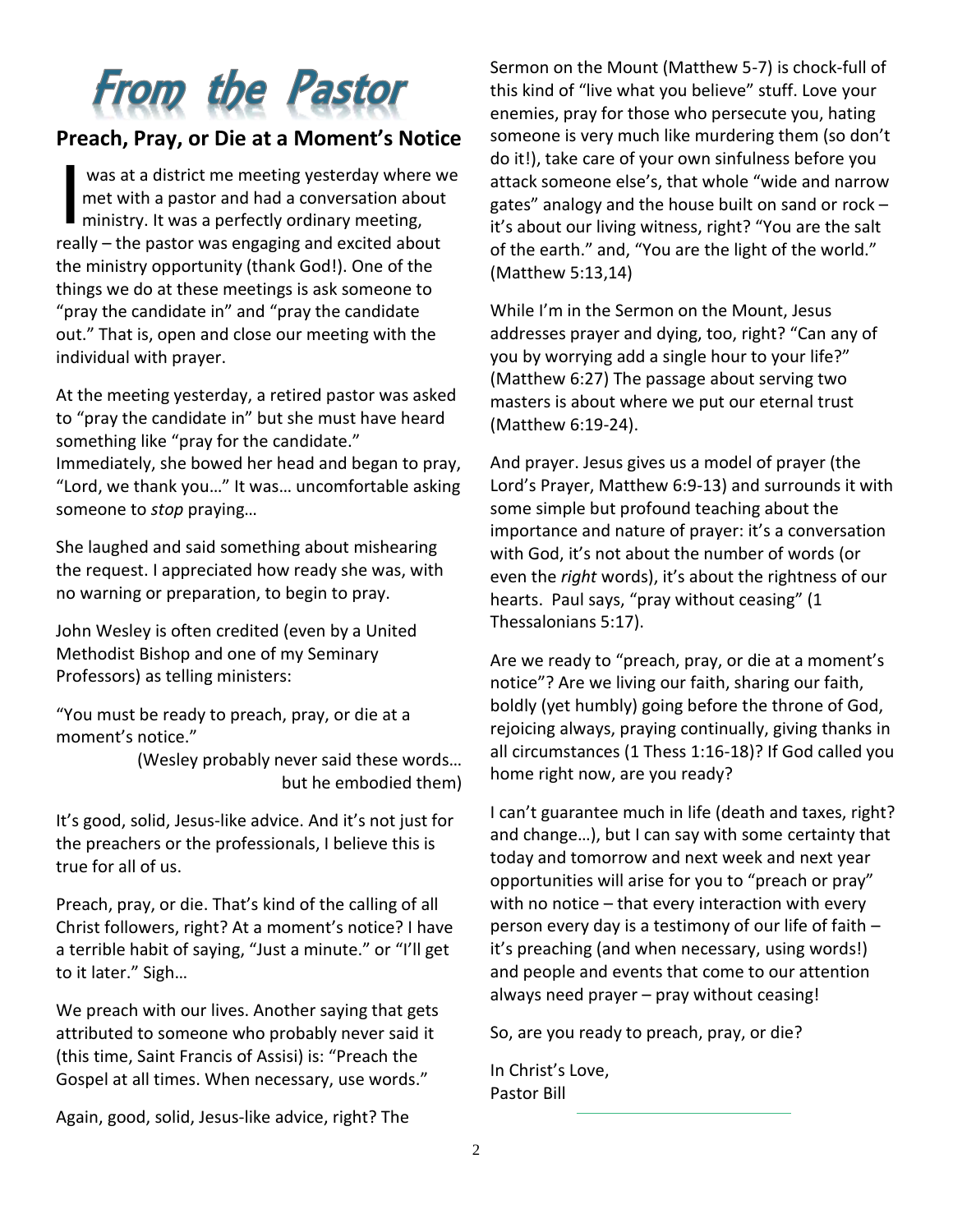# From the Pastor

## Preach, Pray, or Die at a Moment's Notice

I was at a district me meeting yesterday where we met with a pastor and had a conversation about ministry. It was a perfectly ordinary meeting, really – the pastor was engaging and excited about the ministry opportunity (thank God!). One of the things we do at these meetings is ask someone to "pray the candidate in" and "pray the candidate out." That is, open and close our meeting with the individual with prayer.

At the meeting yesterday, a retired pastor was asked to "pray the candidate in" but she must have heard something like "pray for the candidate." Immediately, she bowed her head and began to pray, "Lord, we thank you…" It was… uncomfortable asking someone to *stop* praying…

She laughed and said something about mishearing the request. I appreciated how ready she was, with no warning or preparation, to begin to pray.

John Wesley is often credited (even by a United Methodist Bishop and one of my Seminary Professors) as telling ministers:

"You must be ready to preach, pray, or die at a moment's notice."

(Wesley probably never said these words… but he embodied them)

It's good, solid, Jesus-like advice. And it's not just for the preachers or the professionals, I believe this is true for all of us.

Preach, pray, or die. That's kind of the calling of all Christ followers, right? At a moment's notice? I have a terrible habit of saying, "Just a minute." or "I'll get to it later." Sigh…

We preach with our lives. Another saying that gets attributed to someone who probably never said it (this time, Saint Francis of Assisi) is: "Preach the Gospel at all times. When necessary, use words."

Again, good, solid, Jesus-like advice, right? The Sermon on the Mount (Matthew 5-7) is chock-full of this kind of "live what you believe" stuff. Love your enemies, pray for those who persecute you, hating someone is very much like murdering them (so don't do it!), take care of your own sinfulness before you attack someone else's, that whole "wide and narrow gates" analogy and the house built on sand or rock – it's about our living witness, right? "You are the salt of the earth." and, "You are the light of the world." (Matthew 5:13,14)

While I'm in the Sermon on the Mount, Jesus addresses prayer and dying, too, right? "Can any of you by worrying add a single hour to your life?" (Matthew 6:27) The passage about serving two masters is about where we put our eternal trust (Matthew 6:19-24).

And prayer. Jesus gives us a model of prayer (the Lord's Prayer, Matthew 6:9-13) and surrounds it with some simple but profound teaching about the importance and nature of prayer: it's a conversation with God, it's not about the number of words (or even the *right* words), it's about the rightness of our hearts. Paul says, "pray without ceasing" (1 Thessalonians 5:17).

Are we ready to "preach, pray, or die at a moment's notice"? Are we living our faith, sharing our faith, boldly (yet humbly) going before the throne of God, rejoicing always, praying continually, giving thanks in all circumstances (1 Thess 1:16-18)? If God called you home right now, are you ready?

I can't guarantee much in life (death and taxes, right? and change…), but I can say with some certainty that today and tomorrow and next week and next year opportunities will arise for you to "preach or pray" with no notice – that every interaction with every person every day is a testimony of our life of faith – it's preaching (and when necessary, using words!) and people and events that come to our attention always need prayer – pray without ceasing!

So, are you ready to preach, pray, or die?

In Christ's Love,
Pastor Bill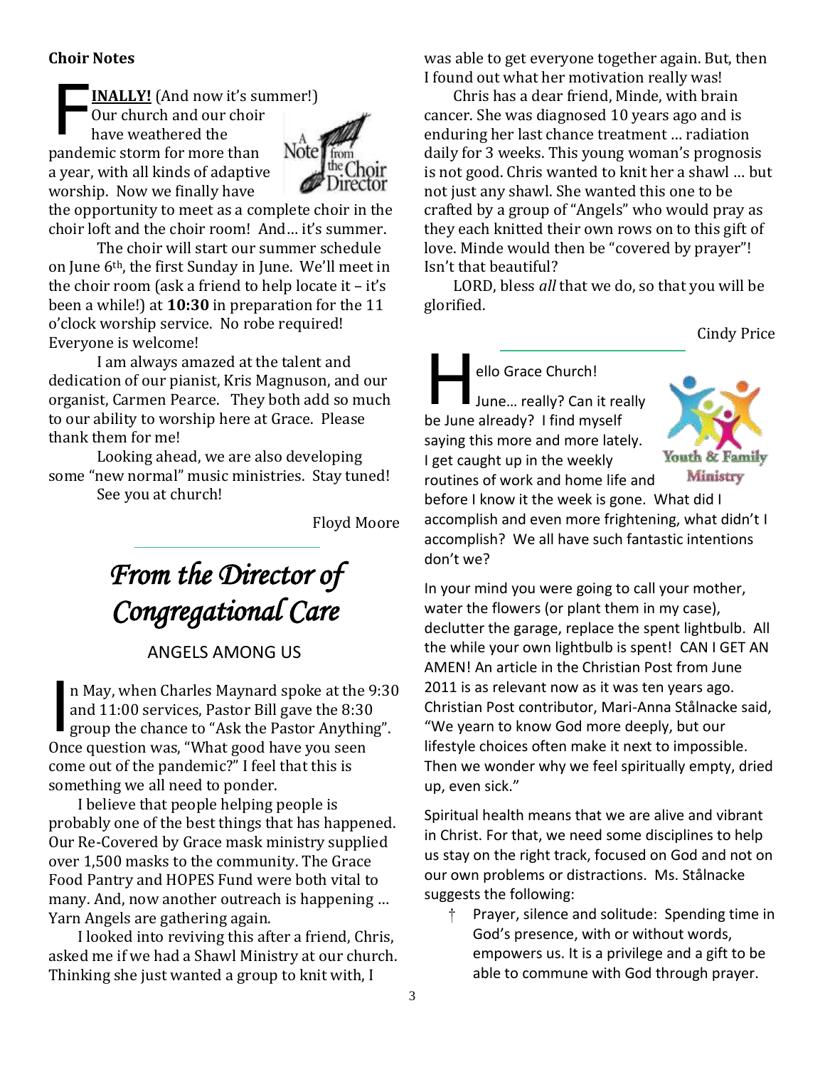## Choir Notes

**FINALLY!** (And now it's summer!) Our church and our choir have weathered the pandemic storm for more than a year, with all kinds of adaptive worship. Now we finally have the opportunity to meet as a complete choir in the choir loft and the choir room! And… it's summer.

The choir will start our summer schedule on June 6th, the first Sunday in June. We'll meet in the choir room (ask a friend to help locate it – it's been a while!) at **10:30** in preparation for the 11 o'clock worship service. No robe required! Everyone is welcome!

I am always amazed at the talent and dedication of our pianist, Kris Magnuson, and our organist, Carmen Pearce. They both add so much to our ability to worship here at Grace. Please thank them for me!

Looking ahead, we are also developing some "new normal" music ministries. Stay tuned!

See you at church!

Floyd Moore

---

# *From the Director of Congregational Care*

## ANGELS AMONG US

In May, when Charles Maynard spoke at the 9:30 and 11:00 services, Pastor Bill gave the 8:30 group the chance to "Ask the Pastor Anything". Once question was, "What good have you seen come out of the pandemic?" I feel that this is something we all need to ponder.

I believe that people helping people is probably one of the best things that has happened. Our Re-Covered by Grace mask ministry supplied over 1,500 masks to the community. The Grace Food Pantry and HOPES Fund were both vital to many. And, now another outreach is happening … Yarn Angels are gathering again.

I looked into reviving this after a friend, Chris, asked me if we had a Shawl Ministry at our church. Thinking she just wanted a group to knit with, I was able to get everyone together again. But, then I found out what her motivation really was!

Chris has a dear friend, Minde, with brain cancer. She was diagnosed 10 years ago and is enduring her last chance treatment … radiation daily for 3 weeks. This young woman's prognosis is not good. Chris wanted to knit her a shawl … but not just any shawl. She wanted this one to be crafted by a group of "Angels" who would pray as they each knitted their own rows on to this gift of love. Minde would then be "covered by prayer"! Isn't that beautiful?

LORD, bless *all* that we do, so that you will be glorified.

Cindy Price

---

Hello Grace Church!

June… really? Can it really be June already? I find myself saying this more and more lately. I get caught up in the weekly routines of work and home life and before I know it the week is gone. What did I accomplish and even more frightening, what didn't I accomplish? We all have such fantastic intentions don't we?

In your mind you were going to call your mother, water the flowers (or plant them in my case), declutter the garage, replace the spent lightbulb. All the while your own lightbulb is spent! CAN I GET AN AMEN! An article in the Christian Post from June 2011 is as relevant now as it was ten years ago. Christian Post contributor, Mari-Anna Stålnacke said, "We yearn to know God more deeply, but our lifestyle choices often make it next to impossible. Then we wonder why we feel spiritually empty, dried up, even sick."

Spiritual health means that we are alive and vibrant in Christ. For that, we need some disciplines to help us stay on the right track, focused on God and not on our own problems or distractions. Ms. Stålnacke suggests the following:

- † Prayer, silence and solitude: Spending time in God's presence, with or without words, empowers us. It is a privilege and a gift to be able to commune with God through prayer.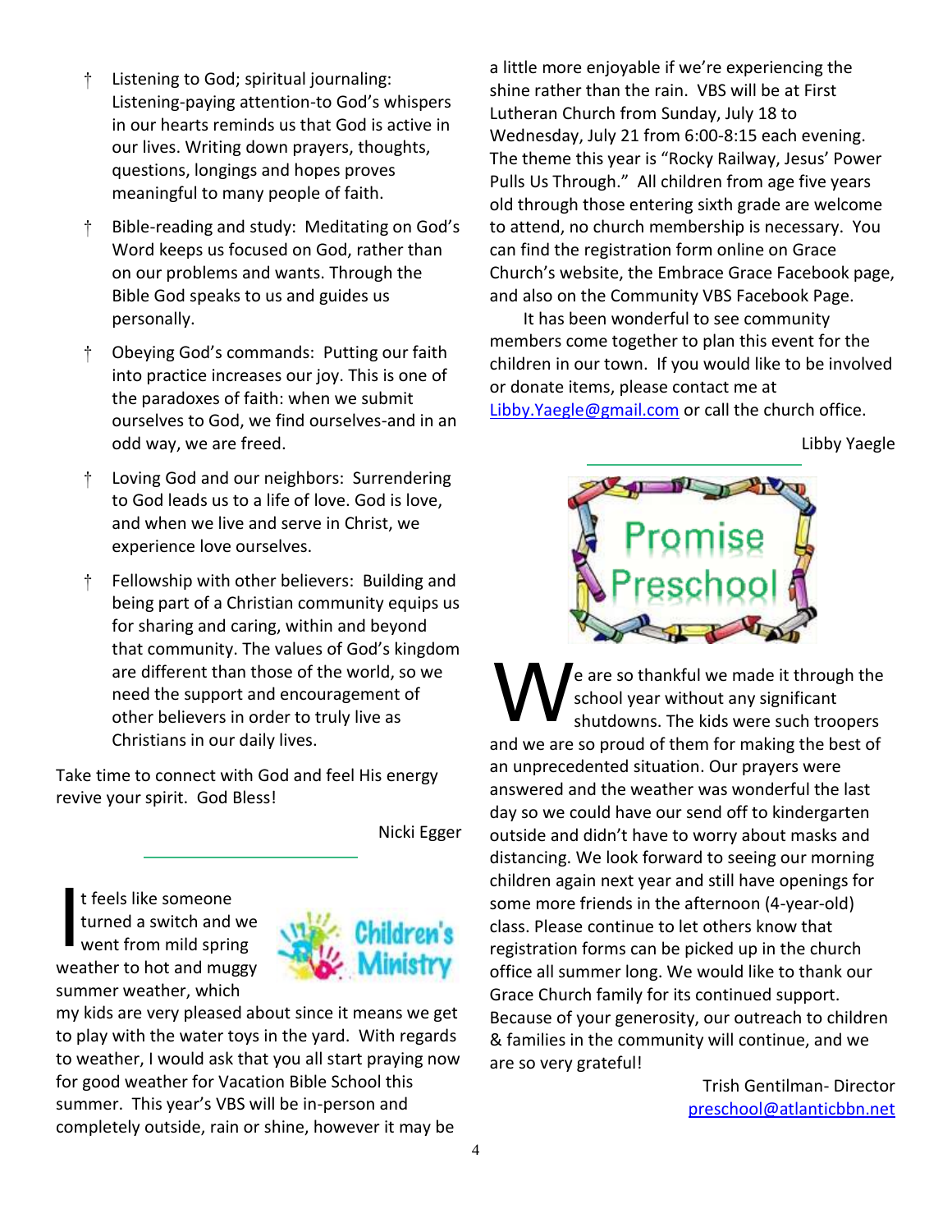- † Listening to God; spiritual journaling: Listening-paying attention-to God's whispers in our hearts reminds us that God is active in our lives. Writing down prayers, thoughts, questions, longings and hopes proves meaningful to many people of faith.
- † Bible-reading and study: Meditating on God's Word keeps us focused on God, rather than on our problems and wants. Through the Bible God speaks to us and guides us personally.
- † Obeying God's commands: Putting our faith into practice increases our joy. This is one of the paradoxes of faith: when we submit ourselves to God, we find ourselves-and in an odd way, we are freed.
- † Loving God and our neighbors: Surrendering to God leads us to a life of love. God is love, and when we live and serve in Christ, we experience love ourselves.
- † Fellowship with other believers: Building and being part of a Christian community equips us for sharing and caring, within and beyond that community. The values of God's kingdom are different than those of the world, so we need the support and encouragement of other believers in order to truly live as Christians in our daily lives.

Take time to connect with God and feel His energy revive your spirit. God Bless!

Nicki Egger

---

## Children's Ministry

It feels like someone turned a switch and we went from mild spring weather to hot and muggy summer weather, which my kids are very pleased about since it means we get to play with the water toys in the yard. With regards to weather, I would ask that you all start praying now for good weather for Vacation Bible School this summer. This year's VBS will be in-person and completely outside, rain or shine, however it may be a little more enjoyable if we're experiencing the shine rather than the rain. VBS will be at First Lutheran Church from Sunday, July 18 to Wednesday, July 21 from 6:00-8:15 each evening. The theme this year is "Rocky Railway, Jesus' Power Pulls Us Through." All children from age five years old through those entering sixth grade are welcome to attend, no church membership is necessary. You can find the registration form online on Grace Church's website, the Embrace Grace Facebook page, and also on the Community VBS Facebook Page.

It has been wonderful to see community members come together to plan this event for the children in our town. If you would like to be involved or donate items, please contact me at [Libby.Yaegle@gmail.com](mailto:Libby.Yaegle@gmail.com) or call the church office.

Libby Yaegle

---

## Promise Preschool

We are so thankful we made it through the school year without any significant shutdowns. The kids were such troopers and we are so proud of them for making the best of an unprecedented situation. Our prayers were answered and the weather was wonderful the last day so we could have our send off to kindergarten outside and didn't have to worry about masks and distancing. We look forward to seeing our morning children again next year and still have openings for some more friends in the afternoon (4-year-old) class. Please continue to let others know that registration forms can be picked up in the church office all summer long. We would like to thank our Grace Church family for its continued support. Because of your generosity, our outreach to children & families in the community will continue, and we are so very grateful!

Trish Gentilman- Director
[preschool@atlanticbbn.net](mailto:preschool@atlanticbbn.net)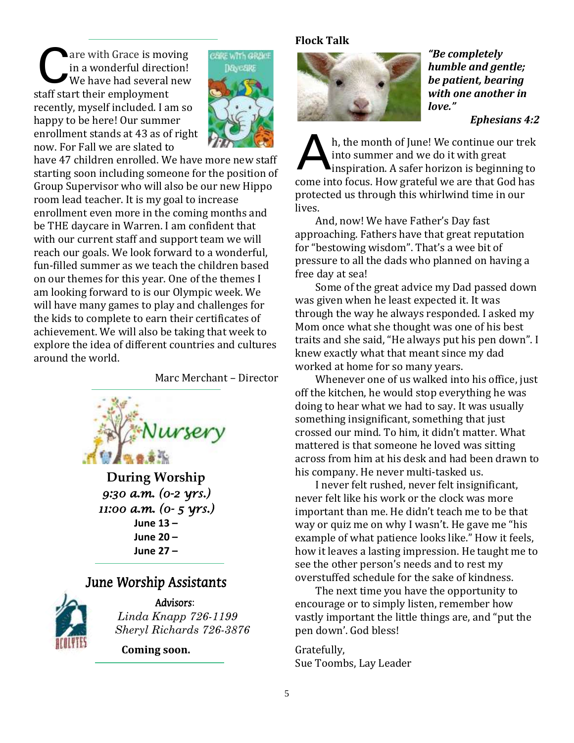Care with Grace is moving in a wonderful direction! We have had several new staff start their employment recently, myself included. I am so happy to be here! Our summer enrollment stands at 43 as of right now. For Fall we are slated to have 47 children enrolled. We have more new staff starting soon including someone for the position of Group Supervisor who will also be our new Hippo room lead teacher. It is my goal to increase enrollment even more in the coming months and be THE daycare in Warren. I am confident that with our current staff and support team we will reach our goals. We look forward to a wonderful, fun-filled summer as we teach the children based on our themes for this year. One of the themes I am looking forward to is our Olympic week. We will have many games to play and challenges for the kids to complete to earn their certificates of achievement. We will also be taking that week to explore the idea of different countries and cultures around the world.

Marc Merchant – Director

## Nursery

**During Worship**

*9:30 a.m. (0-2 yrs.)*

*11:00 a.m. (0- 5 yrs.)*

**June 13 –**

**June 20 –**

**June 27 –**

## June Worship Assistants

Advisors:

*Linda Knapp 726-1199*

*Sheryl Richards 726-3876*

**Coming soon.**

## Flock Talk

***"Be completely humble and gentle; be patient, bearing with one another in love."***

***Ephesians 4:2***

Ah, the month of June! We continue our trek into summer and we do it with great inspiration. A safer horizon is beginning to come into focus. How grateful we are that God has protected us through this whirlwind time in our lives.

And, now! We have Father's Day fast approaching. Fathers have that great reputation for "bestowing wisdom". That's a wee bit of pressure to all the dads who planned on having a free day at sea!

Some of the great advice my Dad passed down was given when he least expected it. It was through the way he always responded. I asked my Mom once what she thought was one of his best traits and she said, "He always put his pen down". I knew exactly what that meant since my dad worked at home for so many years.

Whenever one of us walked into his office, just off the kitchen, he would stop everything he was doing to hear what we had to say. It was usually something insignificant, something that just crossed our mind. To him, it didn't matter. What mattered is that someone he loved was sitting across from him at his desk and had been drawn to his company. He never multi-tasked us.

I never felt rushed, never felt insignificant, never felt like his work or the clock was more important than me. He didn't teach me to be that way or quiz me on why I wasn't. He gave me "his example of what patience looks like." How it feels, how it leaves a lasting impression. He taught me to see the other person's needs and to rest my overstuffed schedule for the sake of kindness.

The next time you have the opportunity to encourage or to simply listen, remember how vastly important the little things are, and "put the pen down'. God bless!

Gratefully,
Sue Toombs, Lay Leader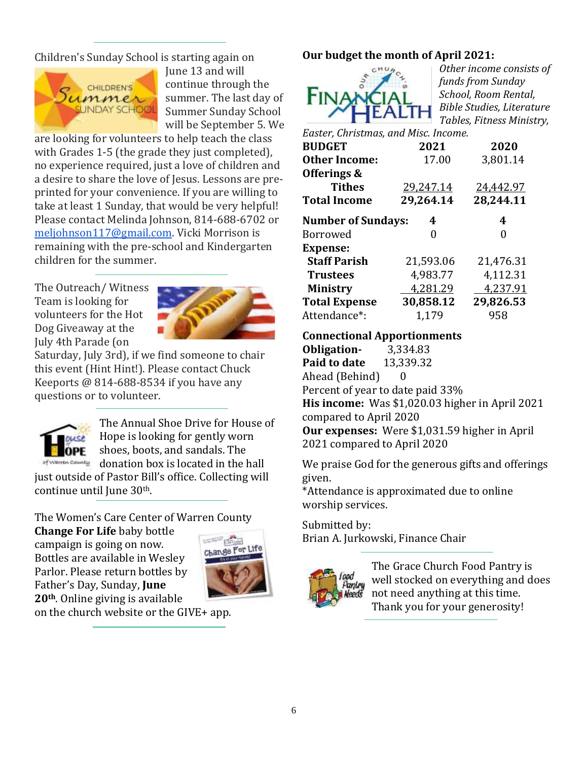Children's Sunday School is starting again on June 13 and will continue through the summer. The last day of Summer Sunday School will be September 5. We are looking for volunteers to help teach the class with Grades 1-5 (the grade they just completed), no experience required, just a love of children and a desire to share the love of Jesus. Lessons are pre-printed for your convenience. If you are willing to take at least 1 Sunday, that would be very helpful! Please contact Melinda Johnson, 814-688-6702 or meljohnson117@gmail.com. Vicki Morrison is remaining with the pre-school and Kindergarten children for the summer.

---

The Outreach/ Witness Team is looking for volunteers for the Hot Dog Giveaway at the July 4th Parade (on Saturday, July 3rd), if we find someone to chair this event (Hint Hint!). Please contact Chuck Keeports @ 814-688-8534 if you have any questions or to volunteer.

---

The Annual Shoe Drive for House of Hope is looking for gently worn shoes, boots, and sandals. The donation box is located in the hall just outside of Pastor Bill's office. Collecting will continue until June 30th.

---

The Women's Care Center of Warren County **Change For Life** baby bottle campaign is going on now. Bottles are available in Wesley Parlor. Please return bottles by Father's Day, Sunday, **June 20th**. Online giving is available on the church website or the GIVE+ app.

---

**Our budget the month of April 2021:**

*Other income consists of funds from Sunday School, Room Rental, Bible Studies, Literature Tables, Fitness Ministry, Easter, Christmas, and Misc. Income.*

| **BUDGET** | **2021** | **2020** |
|---|---|---|
| **Other Income:** | 17.00 | 3,801.14 |
| **Offerings & Tithes** | 29,247.14 | 24,442.97 |
| **Total Income** | **29,264.14** | **28,244.11** |
| **Number of Sundays:** | **4** | **4** |
| Borrowed | 0 | 0 |
| **Expense:** | | |
| **Staff Parish** | 21,593.06 | 21,476.31 |
| **Trustees** | 4,983.77 | 4,112.31 |
| **Ministry** | 4,281.29 | 4,237.91 |
| **Total Expense** | **30,858.12** | **29,826.53** |
| Attendance*: | 1,179 | 958 |

**Connectional Apportionments**
**Obligation-** 3,334.83
**Paid to date** 13,339.32
Ahead (Behind) 0
Percent of year to date paid 33%
**His income:** Was $1,020.03 higher in April 2021 compared to April 2020
**Our expenses:** Were $1,031.59 higher in April 2021 compared to April 2020

We praise God for the generous gifts and offerings given.
*Attendance is approximated due to online worship services.

Submitted by:
Brian A. Jurkowski, Finance Chair

---

The Grace Church Food Pantry is well stocked on everything and does not need anything at this time. Thank you for your generosity!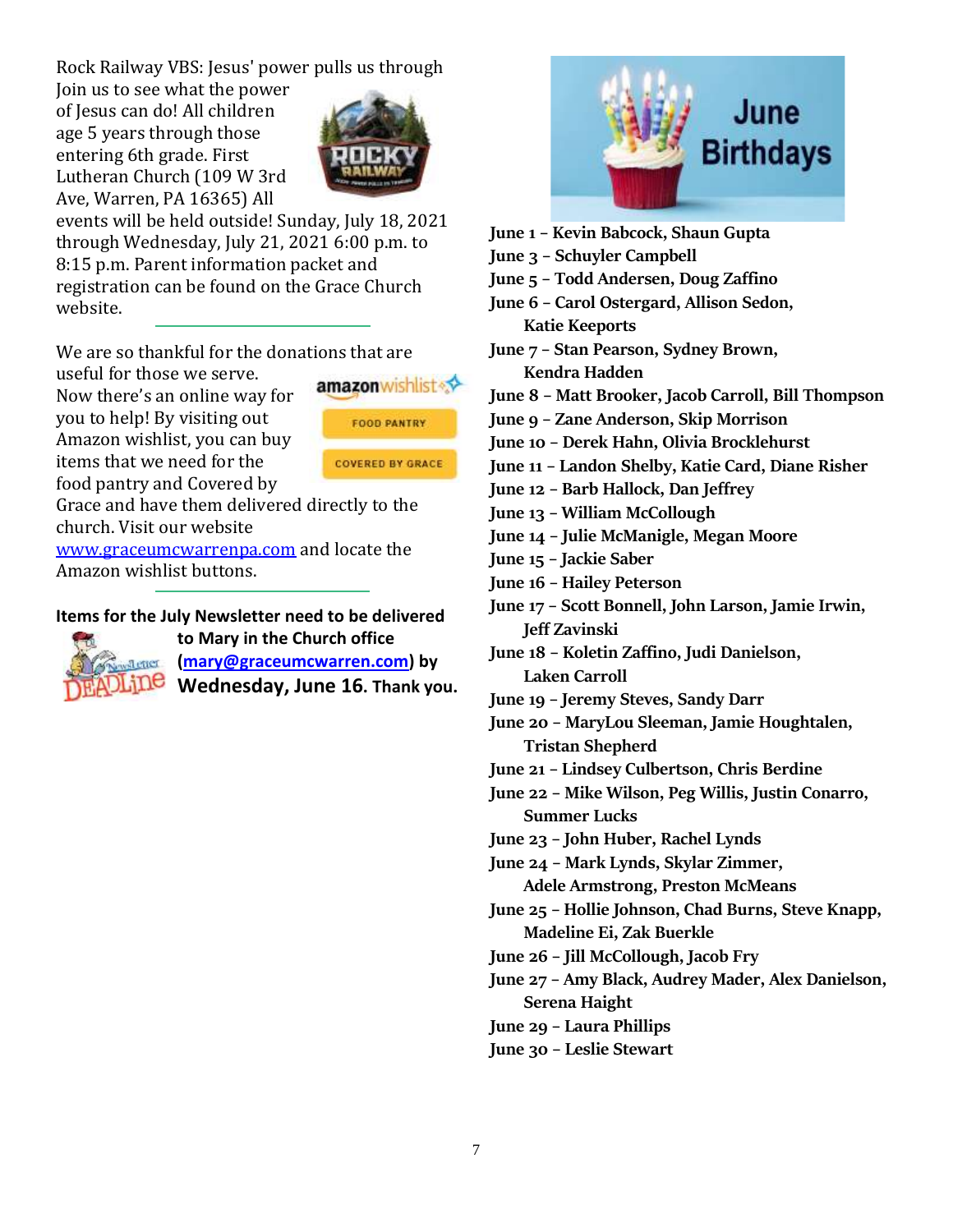Rock Railway VBS: Jesus' power pulls us through

Join us to see what the power of Jesus can do! All children age 5 years through those entering 6th grade. First Lutheran Church (109 W 3rd Ave, Warren, PA 16365) All events will be held outside! Sunday, July 18, 2021 through Wednesday, July 21, 2021 6:00 p.m. to 8:15 p.m. Parent information packet and registration can be found on the Grace Church website.

---

We are so thankful for the donations that are useful for those we serve. Now there's an online way for you to help! By visiting out Amazon wishlist, you can buy items that we need for the food pantry and Covered by Grace and have them delivered directly to the church. Visit our website [www.graceumcwarrenpa.com](http://www.graceumcwarrenpa.com) and locate the Amazon wishlist buttons.

---

**Items for the July Newsletter need to be delivered to Mary in the Church office ([mary@graceumcwarren.com](mailto:mary@graceumcwarren.com)) by Wednesday, June 16. Thank you.**

## June Birthdays

**June 1** – Kevin Babcock, Shaun Gupta
**June 3** – Schuyler Campbell
**June 5** – Todd Andersen, Doug Zaffino
**June 6** – Carol Ostergard, Allison Sedon, Katie Keeports
**June 7** – Stan Pearson, Sydney Brown, Kendra Hadden
**June 8** – Matt Brooker, Jacob Carroll, Bill Thompson
**June 9** – Zane Anderson, Skip Morrison
**June 10** – Derek Hahn, Olivia Brocklehurst
**June 11** – Landon Shelby, Katie Card, Diane Risher
**June 12** – Barb Hallock, Dan Jeffrey
**June 13** – William McCollough
**June 14** – Julie McManigle, Megan Moore
**June 15** – Jackie Saber
**June 16** – Hailey Peterson
**June 17** – Scott Bonnell, John Larson, Jamie Irwin, Jeff Zavinski
**June 18** – Koletin Zaffino, Judi Danielson, Laken Carroll
**June 19** – Jeremy Steves, Sandy Darr
**June 20** – MaryLou Sleeman, Jamie Houghtalen, Tristan Shepherd
**June 21** – Lindsey Culbertson, Chris Berdine
**June 22** – Mike Wilson, Peg Willis, Justin Conarro, Summer Lucks
**June 23** – John Huber, Rachel Lynds
**June 24** – Mark Lynds, Skylar Zimmer, Adele Armstrong, Preston McMeans
**June 25** – Hollie Johnson, Chad Burns, Steve Knapp, Madeline Ei, Zak Buerkle
**June 26** – Jill McCollough, Jacob Fry
**June 27** – Amy Black, Audrey Mader, Alex Danielson, Serena Haight
**June 29** – Laura Phillips
**June 30** – Leslie Stewart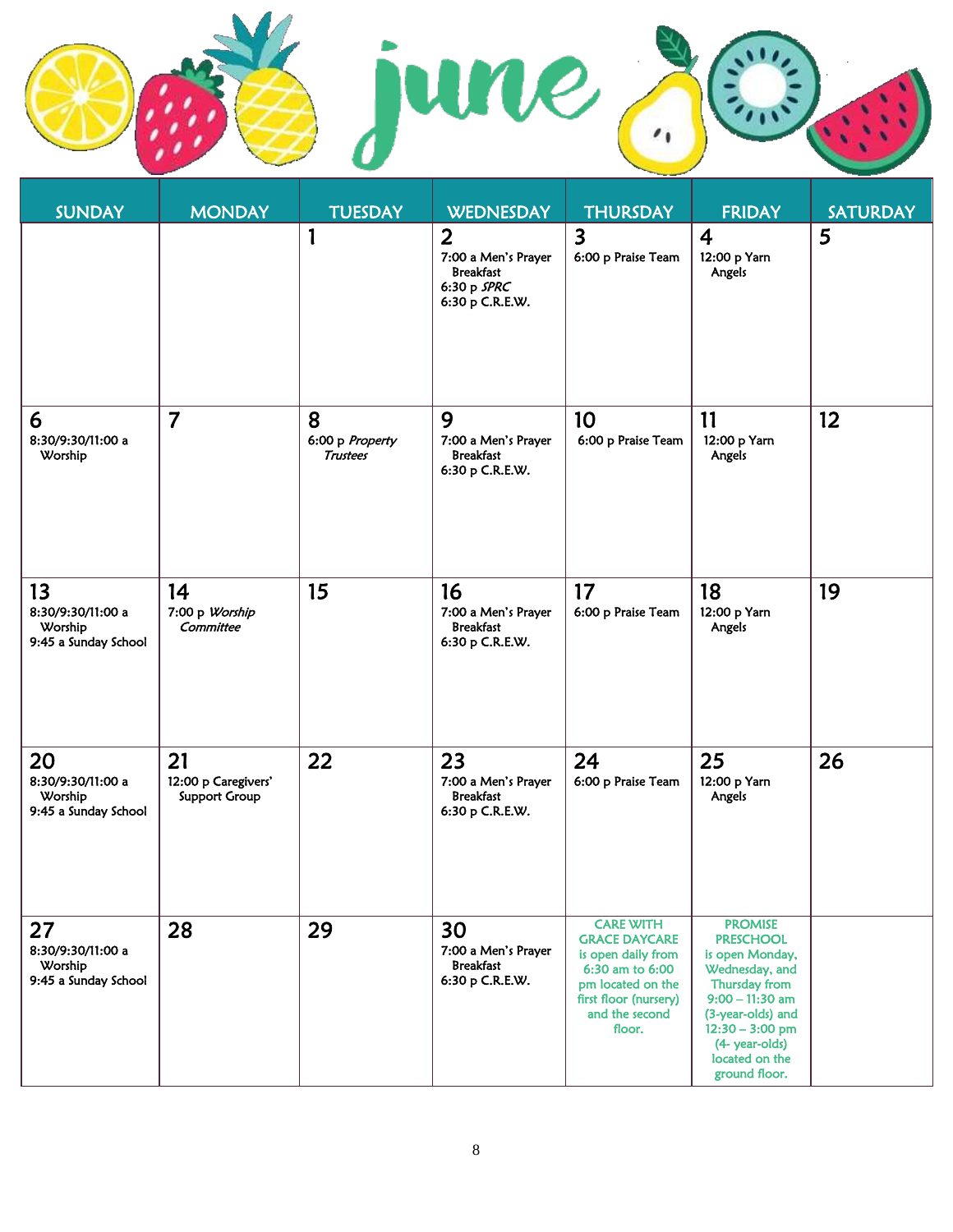# june

| SUNDAY | MONDAY | TUESDAY | WEDNESDAY | THURSDAY | FRIDAY | SATURDAY |
|---|---|---|---|---|---|---|
| | | **1** | **2**<br>7:00 a Men's Prayer Breakfast<br>6:30 p *SPRC*<br>6:30 p C.R.E.W. | **3**<br>6:00 p Praise Team | **4**<br>12:00 p Yarn Angels | **5** |
| **6**<br>8:30/9:30/11:00 a Worship | **7** | **8**<br>6:00 p *Property Trustees* | **9**<br>7:00 a Men's Prayer Breakfast<br>6:30 p C.R.E.W. | **10**<br>6:00 p Praise Team | **11**<br>12:00 p Yarn Angels | **12** |
| **13**<br>8:30/9:30/11:00 a Worship<br>9:45 a Sunday School | **14**<br>7:00 p *Worship Committee* | **15** | **16**<br>7:00 a Men's Prayer Breakfast<br>6:30 p C.R.E.W. | **17**<br>6:00 p Praise Team | **18**<br>12:00 p Yarn Angels | **19** |
| **20**<br>8:30/9:30/11:00 a Worship<br>9:45 a Sunday School | **21**<br>12:00 p Caregivers' Support Group | **22** | **23**<br>7:00 a Men's Prayer Breakfast<br>6:30 p C.R.E.W. | **24**<br>6:00 p Praise Team | **25**<br>12:00 p Yarn Angels | **26** |
| **27**<br>8:30/9:30/11:00 a Worship<br>9:45 a Sunday School | **28** | **29** | **30**<br>7:00 a Men's Prayer Breakfast<br>6:30 p C.R.E.W. | **CARE WITH GRACE DAYCARE** is open daily from 6:30 am to 6:00 pm located on the first floor (nursery) and the second floor. | **PROMISE PRESCHOOL** is open Monday, Wednesday, and Thursday from 9:00 – 11:30 am (3-year-olds) and 12:30 – 3:00 pm (4- year-olds) located on the ground floor. | |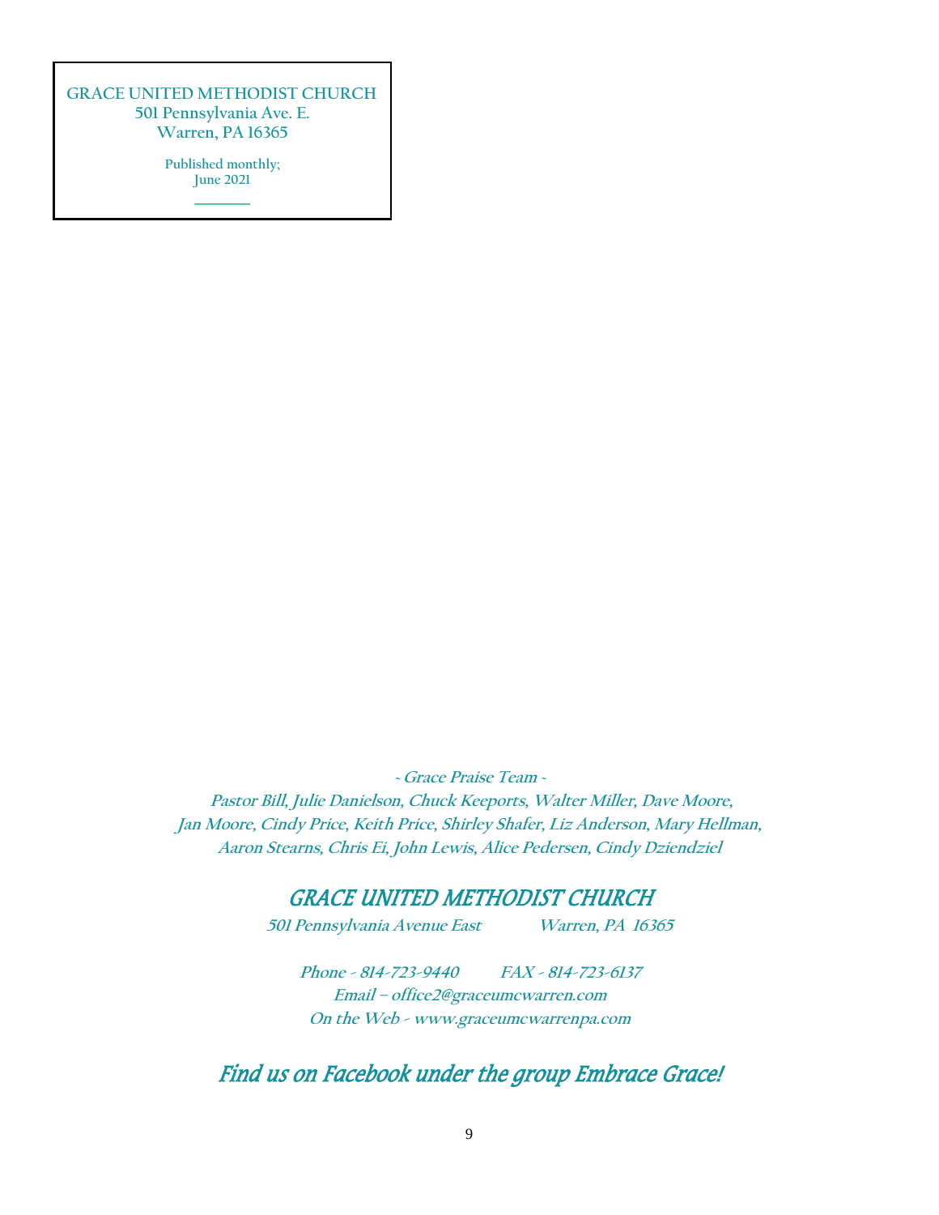GRACE UNITED METHODIST CHURCH
501 Pennsylvania Ave. E.
Warren, PA 16365

Published monthly;
June 2021

~ Grace Praise Team ~

Pastor Bill, Julie Danielson, Chuck Keeports, Walter Miller, Dave Moore, Jan Moore, Cindy Price, Keith Price, Shirley Shafer, Liz Anderson, Mary Hellman, Aaron Stearns, Chris Ei, John Lewis, Alice Pedersen, Cindy Dziendziel

## GRACE UNITED METHODIST CHURCH

501 Pennsylvania Avenue East Warren, PA 16365

Phone - 814-723-9440 FAX - 814-723-6137
Email – office2@graceumcwarren.com
On the Web - www.graceumcwarrenpa.com

*Find us on Facebook under the group Embrace Grace!*